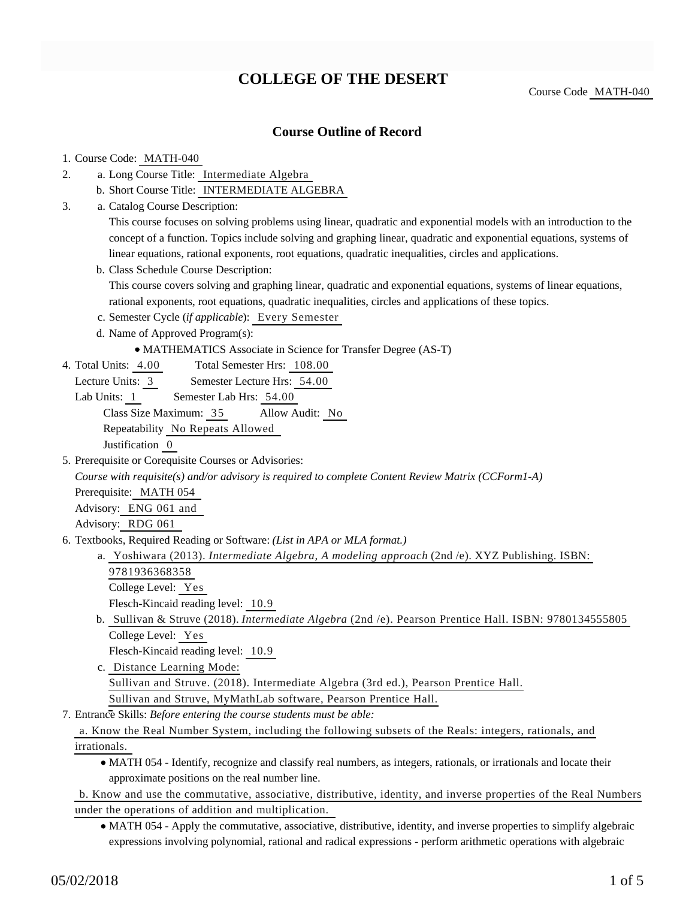# COLLEGE OF THE DESERT

Course Code MATH-040

## Course Outline of Record

1. Course Code: MATH-040
2. a. Long Course Title: Intermediate Algebra
   b. Short Course Title: INTERMEDIATE ALGEBRA
3. a. Catalog Course Description:
   This course focuses on solving problems using linear, quadratic and exponential models with an introduction to the concept of a function. Topics include solving and graphing linear, quadratic and exponential equations, systems of linear equations, rational exponents, root equations, quadratic inequalities, circles and applications.
   b. Class Schedule Course Description:
   This course covers solving and graphing linear, quadratic and exponential equations, systems of linear equations, rational exponents, root equations, quadratic inequalities, circles and applications of these topics.
   c. Semester Cycle (*if applicable*): Every Semester
   d. Name of Approved Program(s):
      - MATHEMATICS Associate in Science for Transfer Degree (AS-T)
4. Total Units: 4.00 Total Semester Hrs: 108.00
   Lecture Units: 3 Semester Lecture Hrs: 54.00
   Lab Units: 1 Semester Lab Hrs: 54.00
   Class Size Maximum: 35 Allow Audit: No
   Repeatability No Repeats Allowed
   Justification 0
5. Prerequisite or Corequisite Courses or Advisories:
   *Course with requisite(s) and/or advisory is required to complete Content Review Matrix (CCForm1-A)*
   Prerequisite: MATH 054
   Advisory: ENG 061 and
   Advisory: RDG 061
6. Textbooks, Required Reading or Software: *(List in APA or MLA format.)*
   a. Yoshiwara (2013). *Intermediate Algebra, A modeling approach* (2nd /e). XYZ Publishing. ISBN: 9781936368358
      College Level: Yes
      Flesch-Kincaid reading level: 10.9
   b. Sullivan & Struve (2018). *Intermediate Algebra* (2nd /e). Pearson Prentice Hall. ISBN: 9780134555805
      College Level: Yes
      Flesch-Kincaid reading level: 10.9
   c. Distance Learning Mode:
      Sullivan and Struve. (2018). Intermediate Algebra (3rd ed.), Pearson Prentice Hall.
      Sullivan and Struve, MyMathLab software, Pearson Prentice Hall.
7. Entrance Skills: *Before entering the course students must be able:*
   a. Know the Real Number System, including the following subsets of the Reals: integers, rationals, and irrationals.
      - MATH 054 - Identify, recognize and classify real numbers, as integers, rationals, or irrationals and locate their approximate positions on the real number line.

   b. Know and use the commutative, associative, distributive, identity, and inverse properties of the Real Numbers under the operations of addition and multiplication.
      - MATH 054 - Apply the commutative, associative, distributive, identity, and inverse properties to simplify algebraic expressions involving polynomial, rational and radical expressions - perform arithmetic operations with algebraic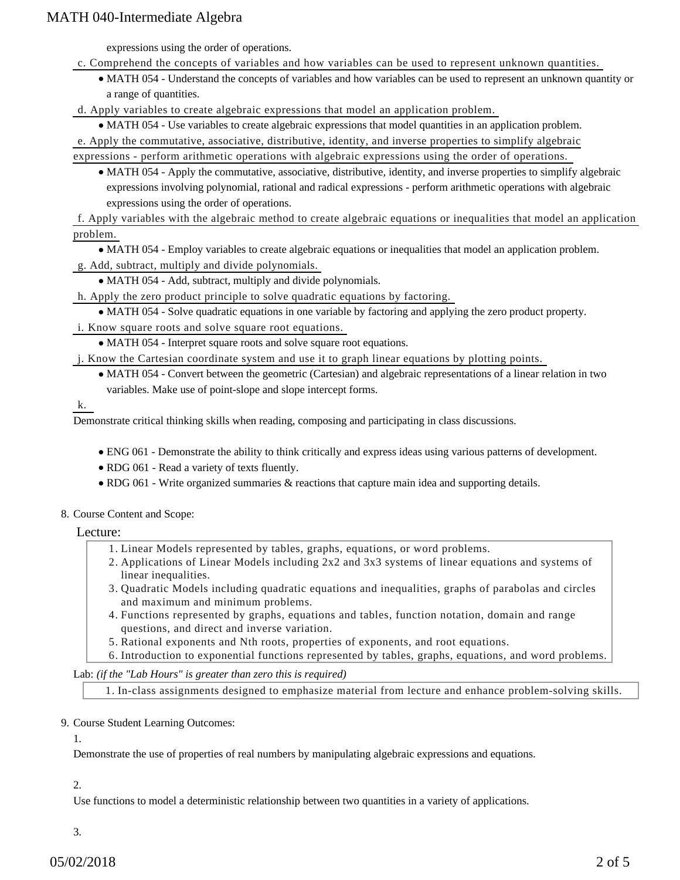expressions using the order of operations.

c. Comprehend the concepts of variables and how variables can be used to represent unknown quantities.

- MATH 054 - Understand the concepts of variables and how variables can be used to represent an unknown quantity or a range of quantities.

d. Apply variables to create algebraic expressions that model an application problem.

- MATH 054 - Use variables to create algebraic expressions that model quantities in an application problem.

e. Apply the commutative, associative, distributive, identity, and inverse properties to simplify algebraic expressions - perform arithmetic operations with algebraic expressions using the order of operations.

- MATH 054 - Apply the commutative, associative, distributive, identity, and inverse properties to simplify algebraic expressions involving polynomial, rational and radical expressions - perform arithmetic operations with algebraic expressions using the order of operations.

f. Apply variables with the algebraic method to create algebraic equations or inequalities that model an application problem.

- MATH 054 - Employ variables to create algebraic equations or inequalities that model an application problem.

g. Add, subtract, multiply and divide polynomials.

- MATH 054 - Add, subtract, multiply and divide polynomials.

h. Apply the zero product principle to solve quadratic equations by factoring.

- MATH 054 - Solve quadratic equations in one variable by factoring and applying the zero product property.

i. Know square roots and solve square root equations.

- MATH 054 - Interpret square roots and solve square root equations.

j. Know the Cartesian coordinate system and use it to graph linear equations by plotting points.

- MATH 054 - Convert between the geometric (Cartesian) and algebraic representations of a linear relation in two variables. Make use of point-slope and slope intercept forms.

k.

Demonstrate critical thinking skills when reading, composing and participating in class discussions.

- ENG 061 - Demonstrate the ability to think critically and express ideas using various patterns of development.
- RDG 061 - Read a variety of texts fluently.
- RDG 061 - Write organized summaries & reactions that capture main idea and supporting details.

8. Course Content and Scope:

Lecture:

1. Linear Models represented by tables, graphs, equations, or word problems.
2. Applications of Linear Models including 2x2 and 3x3 systems of linear equations and systems of linear inequalities.
3. Quadratic Models including quadratic equations and inequalities, graphs of parabolas and circles and maximum and minimum problems.
4. Functions represented by graphs, equations and tables, function notation, domain and range questions, and direct and inverse variation.
5. Rational exponents and Nth roots, properties of exponents, and root equations.
6. Introduction to exponential functions represented by tables, graphs, equations, and word problems.

Lab: *(if the "Lab Hours" is greater than zero this is required)*

1. In-class assignments designed to emphasize material from lecture and enhance problem-solving skills.

9. Course Student Learning Outcomes:

1.

Demonstrate the use of properties of real numbers by manipulating algebraic expressions and equations.

2.

Use functions to model a deterministic relationship between two quantities in a variety of applications.

3.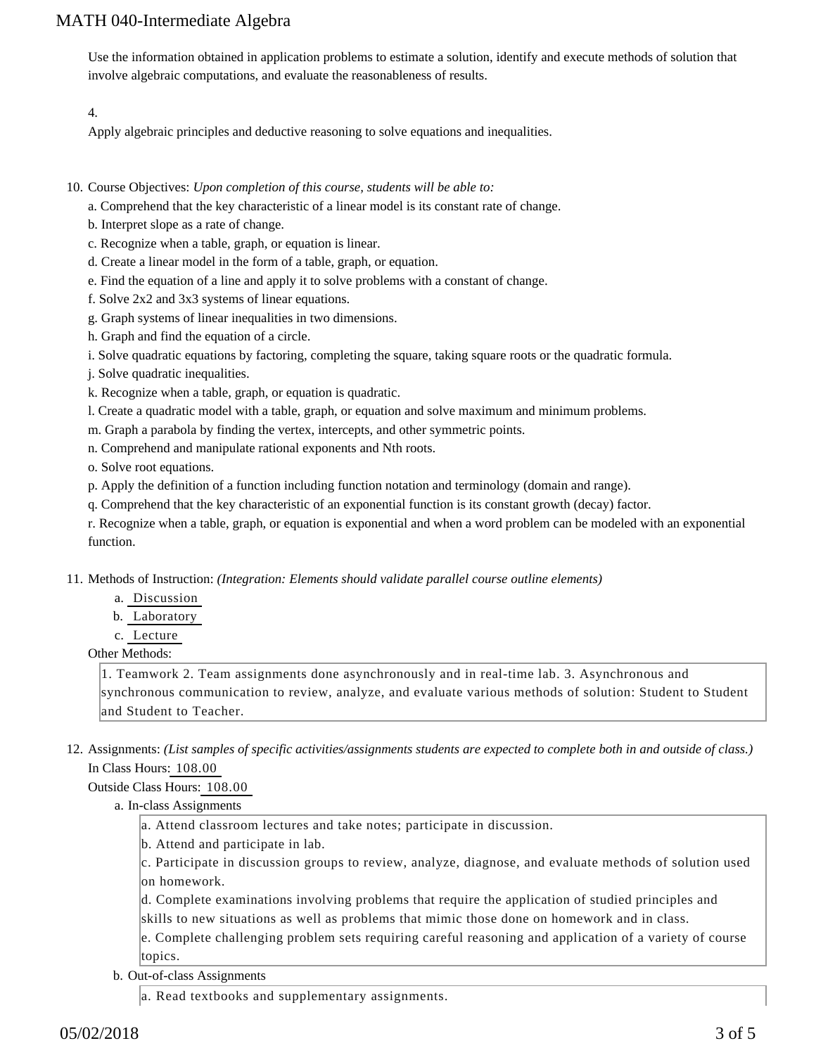Use the information obtained in application problems to estimate a solution, identify and execute methods of solution that involve algebraic computations, and evaluate the reasonableness of results.

4.

Apply algebraic principles and deductive reasoning to solve equations and inequalities.

10. Course Objectives: *Upon completion of this course, students will be able to:*

    a. Comprehend that the key characteristic of a linear model is its constant rate of change.
    b. Interpret slope as a rate of change.
    c. Recognize when a table, graph, or equation is linear.
    d. Create a linear model in the form of a table, graph, or equation.
    e. Find the equation of a line and apply it to solve problems with a constant of change.
    f. Solve 2x2 and 3x3 systems of linear equations.
    g. Graph systems of linear inequalities in two dimensions.
    h. Graph and find the equation of a circle.
    i. Solve quadratic equations by factoring, completing the square, taking square roots or the quadratic formula.
    j. Solve quadratic inequalities.
    k. Recognize when a table, graph, or equation is quadratic.
    l. Create a quadratic model with a table, graph, or equation and solve maximum and minimum problems.
    m. Graph a parabola by finding the vertex, intercepts, and other symmetric points.
    n. Comprehend and manipulate rational exponents and Nth roots.
    o. Solve root equations.
    p. Apply the definition of a function including function notation and terminology (domain and range).
    q. Comprehend that the key characteristic of an exponential function is its constant growth (decay) factor.
    r. Recognize when a table, graph, or equation is exponential and when a word problem can be modeled with an exponential function.

11. Methods of Instruction: *(Integration: Elements should validate parallel course outline elements)*

    a. Discussion
    b. Laboratory
    c. Lecture

    Other Methods:

    1. Teamwork 2. Team assignments done asynchronously and in real-time lab. 3. Asynchronous and synchronous communication to review, analyze, and evaluate various methods of solution: Student to Student and Student to Teacher.

12. Assignments: *(List samples of specific activities/assignments students are expected to complete both in and outside of class.)*

    In Class Hours: 108.00

    Outside Class Hours: 108.00

    a. In-class Assignments

        a. Attend classroom lectures and take notes; participate in discussion.
        b. Attend and participate in lab.
        c. Participate in discussion groups to review, analyze, diagnose, and evaluate methods of solution used on homework.
        d. Complete examinations involving problems that require the application of studied principles and skills to new situations as well as problems that mimic those done on homework and in class.
        e. Complete challenging problem sets requiring careful reasoning and application of a variety of course topics.

    b. Out-of-class Assignments

        a. Read textbooks and supplementary assignments.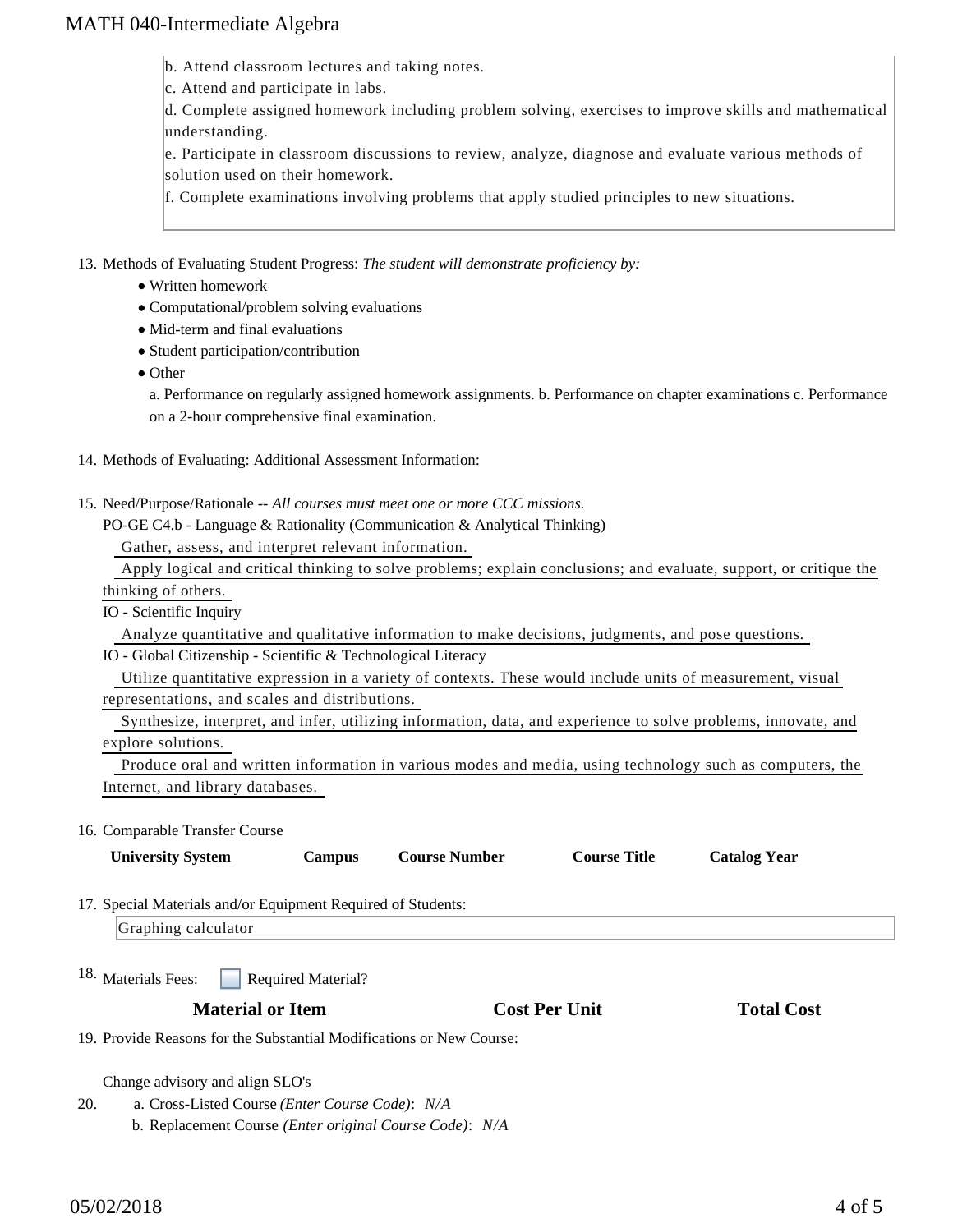b. Attend classroom lectures and taking notes.
c. Attend and participate in labs.
d. Complete assigned homework including problem solving, exercises to improve skills and mathematical understanding.
e. Participate in classroom discussions to review, analyze, diagnose and evaluate various methods of solution used on their homework.
f. Complete examinations involving problems that apply studied principles to new situations.

13. Methods of Evaluating Student Progress: *The student will demonstrate proficiency by:*
    - Written homework
    - Computational/problem solving evaluations
    - Mid-term and final evaluations
    - Student participation/contribution
    - Other

    a. Performance on regularly assigned homework assignments. b. Performance on chapter examinations c. Performance on a 2-hour comprehensive final examination.

14. Methods of Evaluating: Additional Assessment Information:

15. Need/Purpose/Rationale -- *All courses must meet one or more CCC missions.*

    PO-GE C4.b - Language & Rationality (Communication & Analytical Thinking)

    Gather, assess, and interpret relevant information.

    Apply logical and critical thinking to solve problems; explain conclusions; and evaluate, support, or critique the thinking of others.

    IO - Scientific Inquiry

    Analyze quantitative and qualitative information to make decisions, judgments, and pose questions.

    IO - Global Citizenship - Scientific & Technological Literacy

    Utilize quantitative expression in a variety of contexts. These would include units of measurement, visual representations, and scales and distributions.

    Synthesize, interpret, and infer, utilizing information, data, and experience to solve problems, innovate, and explore solutions.

    Produce oral and written information in various modes and media, using technology such as computers, the Internet, and library databases.

16. Comparable Transfer Course

| University System | Campus | Course Number | Course Title | Catalog Year |
|---|---|---|---|---|

17. Special Materials and/or Equipment Required of Students:

    Graphing calculator

18. Materials Fees: ☐ Required Material?

| Material or Item | Cost Per Unit | Total Cost |
|---|---|---|

19. Provide Reasons for the Substantial Modifications or New Course:

    Change advisory and align SLO's

20. a. Cross-Listed Course *(Enter Course Code)*: *N/A*

    b. Replacement Course *(Enter original Course Code)*: *N/A*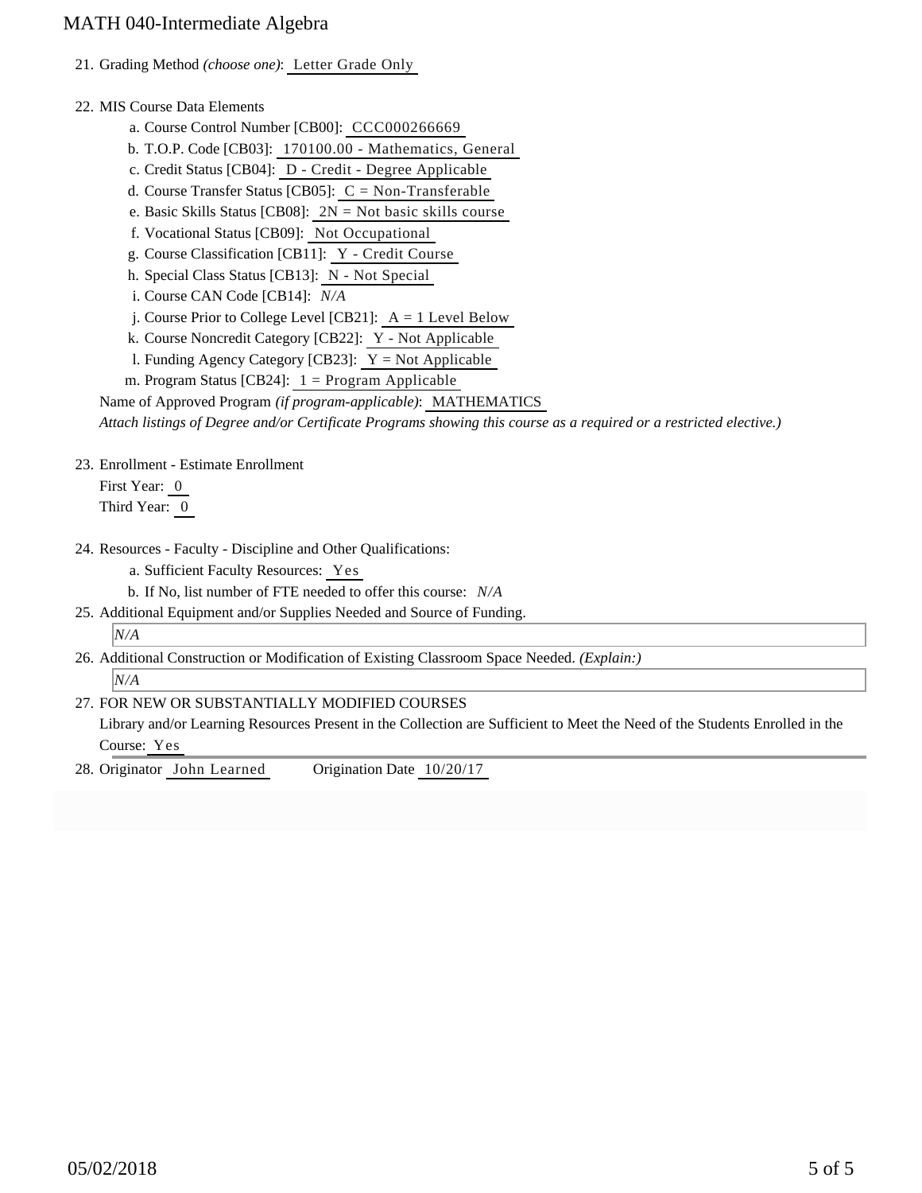21. Grading Method *(choose one)*: Letter Grade Only

22. MIS Course Data Elements
    a. Course Control Number [CB00]: CCC000266669
    b. T.O.P. Code [CB03]: 170100.00 - Mathematics, General
    c. Credit Status [CB04]: D - Credit - Degree Applicable
    d. Course Transfer Status [CB05]: C = Non-Transferable
    e. Basic Skills Status [CB08]: 2N = Not basic skills course
    f. Vocational Status [CB09]: Not Occupational
    g. Course Classification [CB11]: Y - Credit Course
    h. Special Class Status [CB13]: N - Not Special
    i. Course CAN Code [CB14]: *N/A*
    j. Course Prior to College Level [CB21]: A = 1 Level Below
    k. Course Noncredit Category [CB22]: Y - Not Applicable
    l. Funding Agency Category [CB23]: Y = Not Applicable
    m. Program Status [CB24]: 1 = Program Applicable

    Name of Approved Program *(if program-applicable)*: MATHEMATICS

    *Attach listings of Degree and/or Certificate Programs showing this course as a required or a restricted elective.)*

23. Enrollment - Estimate Enrollment
    First Year: 0
    Third Year: 0

24. Resources - Faculty - Discipline and Other Qualifications:
    a. Sufficient Faculty Resources: Yes
    b. If No, list number of FTE needed to offer this course: *N/A*

25. Additional Equipment and/or Supplies Needed and Source of Funding.
    *N/A*

26. Additional Construction or Modification of Existing Classroom Space Needed. *(Explain:)*
    *N/A*

27. FOR NEW OR SUBSTANTIALLY MODIFIED COURSES
    Library and/or Learning Resources Present in the Collection are Sufficient to Meet the Need of the Students Enrolled in the Course: Yes

28. Originator John Learned     Origination Date 10/20/17